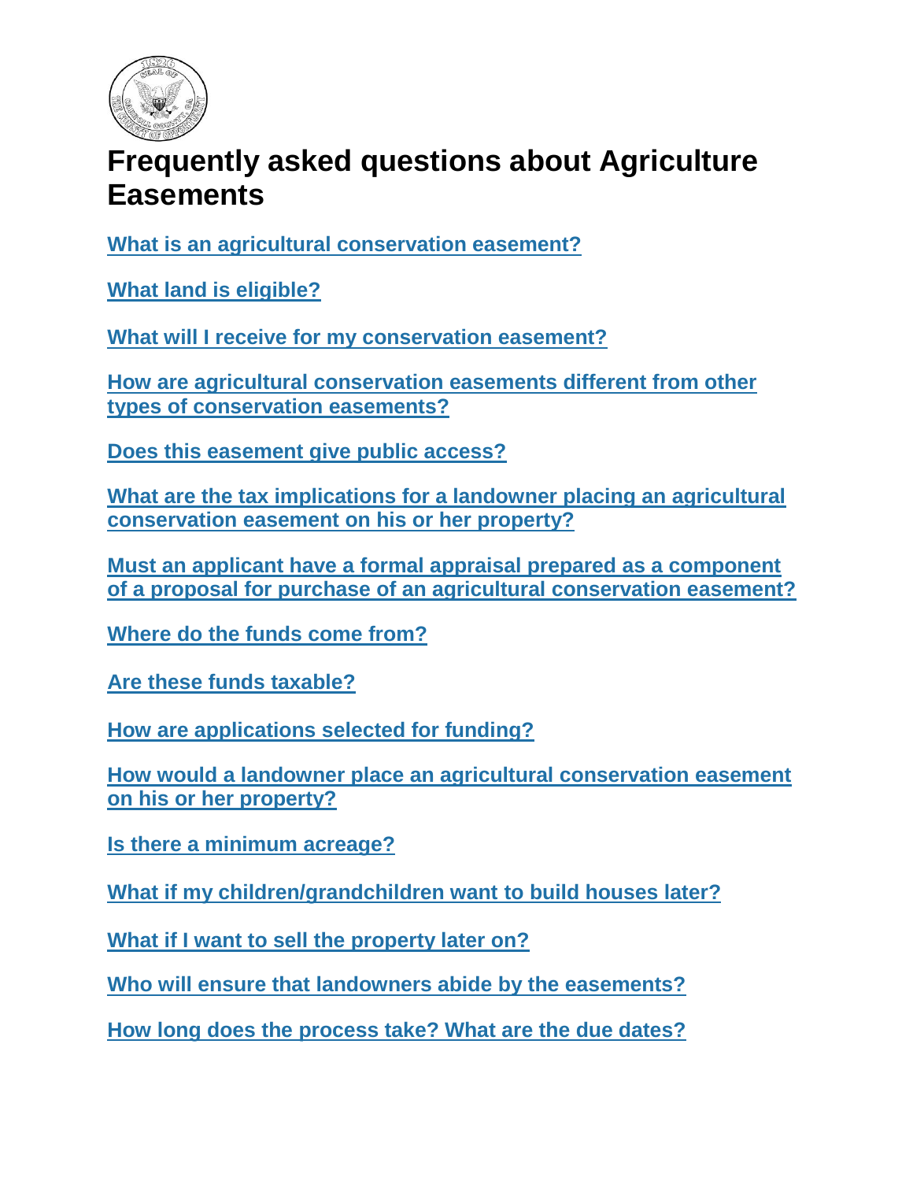# Frequently asked questions about Agriculture Easements

What is an agricultural conservation easement?

What land is eligible?

What will I receive for my conservation easement?

How are agricultural conservation easements different from other types of conservation easements?

Does this easement give public access?

What are the tax implications for a landowner placing an agricultural conservation easement on his or her property?

Must an applicant have a formal appraisal prepared as a component of a proposal for purchase of an agricultural conservation easement?

Where do the funds come from?

Are these funds taxable?

How are applications selected for funding?

How would a landowner place an agricultural conservation easement on his or her property?

Is there a minimum acreage?

What if my children/grandchildren want to build houses later?

What if I want to sell the property later on?

Who will ensure that landowners abide by the easements?

How long does the process take? What are the due dates?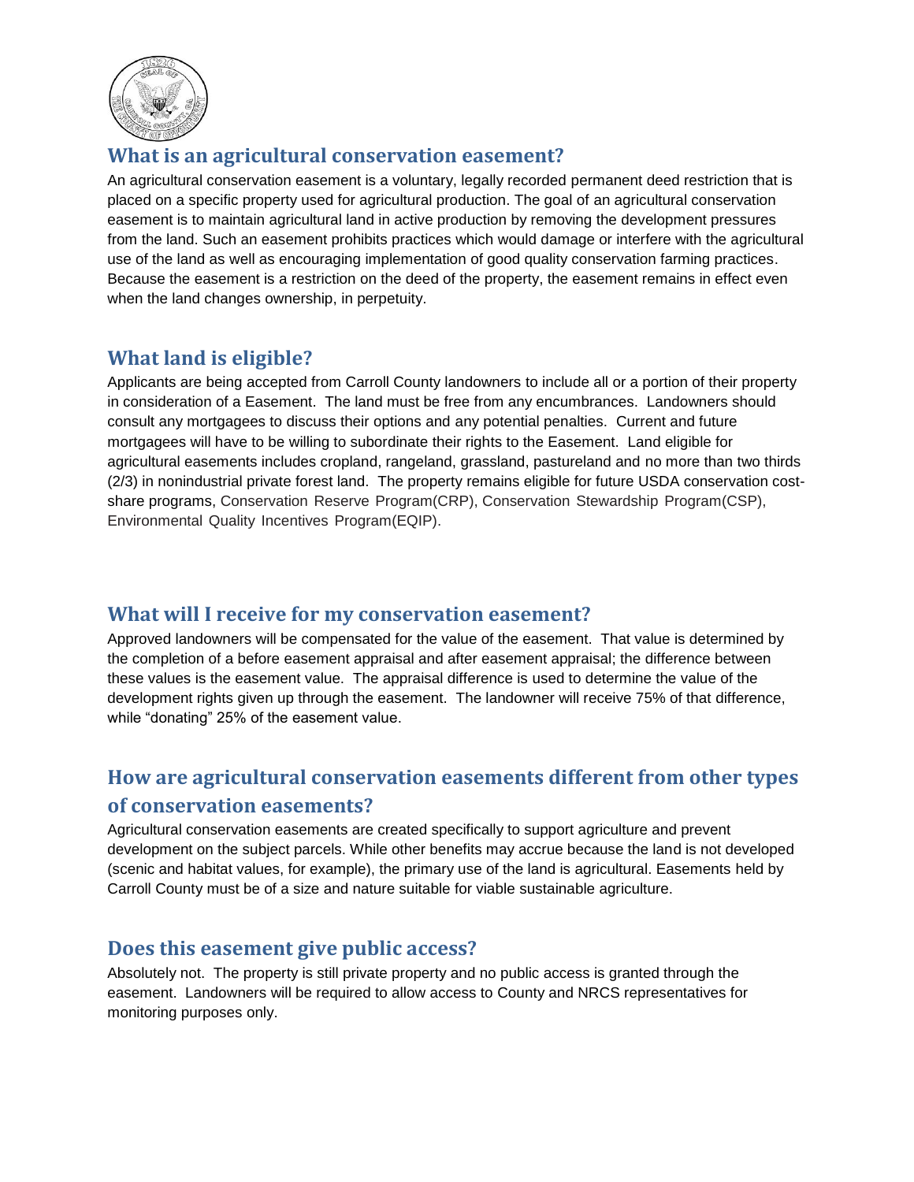## What is an agricultural conservation easement?

An agricultural conservation easement is a voluntary, legally recorded permanent deed restriction that is placed on a specific property used for agricultural production. The goal of an agricultural conservation easement is to maintain agricultural land in active production by removing the development pressures from the land. Such an easement prohibits practices which would damage or interfere with the agricultural use of the land as well as encouraging implementation of good quality conservation farming practices. Because the easement is a restriction on the deed of the property, the easement remains in effect even when the land changes ownership, in perpetuity.

## What land is eligible?

Applicants are being accepted from Carroll County landowners to include all or a portion of their property in consideration of a Easement. The land must be free from any encumbrances. Landowners should consult any mortgagees to discuss their options and any potential penalties. Current and future mortgagees will have to be willing to subordinate their rights to the Easement. Land eligible for agricultural easements includes cropland, rangeland, grassland, pastureland and no more than two thirds (2/3) in nonindustrial private forest land. The property remains eligible for future USDA conservation cost-share programs, Conservation Reserve Program(CRP), Conservation Stewardship Program(CSP), Environmental Quality Incentives Program(EQIP).

## What will I receive for my conservation easement?

Approved landowners will be compensated for the value of the easement. That value is determined by the completion of a before easement appraisal and after easement appraisal; the difference between these values is the easement value. The appraisal difference is used to determine the value of the development rights given up through the easement. The landowner will receive 75% of that difference, while "donating" 25% of the easement value.

## How are agricultural conservation easements different from other types of conservation easements?

Agricultural conservation easements are created specifically to support agriculture and prevent development on the subject parcels. While other benefits may accrue because the land is not developed (scenic and habitat values, for example), the primary use of the land is agricultural. Easements held by Carroll County must be of a size and nature suitable for viable sustainable agriculture.

## Does this easement give public access?

Absolutely not. The property is still private property and no public access is granted through the easement. Landowners will be required to allow access to County and NRCS representatives for monitoring purposes only.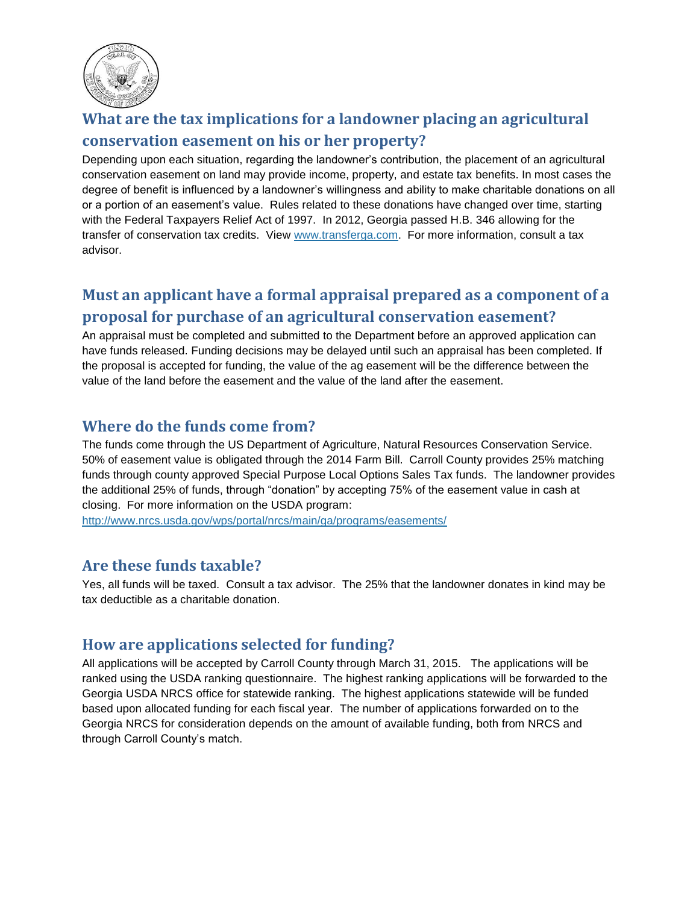## What are the tax implications for a landowner placing an agricultural conservation easement on his or her property?

Depending upon each situation, regarding the landowner's contribution, the placement of an agricultural conservation easement on land may provide income, property, and estate tax benefits. In most cases the degree of benefit is influenced by a landowner's willingness and ability to make charitable donations on all or a portion of an easement's value. Rules related to these donations have changed over time, starting with the Federal Taxpayers Relief Act of 1997. In 2012, Georgia passed H.B. 346 allowing for the transfer of conservation tax credits. View www.transferga.com. For more information, consult a tax advisor.

## Must an applicant have a formal appraisal prepared as a component of a proposal for purchase of an agricultural conservation easement?

An appraisal must be completed and submitted to the Department before an approved application can have funds released. Funding decisions may be delayed until such an appraisal has been completed. If the proposal is accepted for funding, the value of the ag easement will be the difference between the value of the land before the easement and the value of the land after the easement.

## Where do the funds come from?

The funds come through the US Department of Agriculture, Natural Resources Conservation Service. 50% of easement value is obligated through the 2014 Farm Bill. Carroll County provides 25% matching funds through county approved Special Purpose Local Options Sales Tax funds. The landowner provides the additional 25% of funds, through "donation" by accepting 75% of the easement value in cash at closing. For more information on the USDA program:
http://www.nrcs.usda.gov/wps/portal/nrcs/main/ga/programs/easements/

## Are these funds taxable?

Yes, all funds will be taxed. Consult a tax advisor. The 25% that the landowner donates in kind may be tax deductible as a charitable donation.

## How are applications selected for funding?

All applications will be accepted by Carroll County through March 31, 2015. The applications will be ranked using the USDA ranking questionnaire. The highest ranking applications will be forwarded to the Georgia USDA NRCS office for statewide ranking. The highest applications statewide will be funded based upon allocated funding for each fiscal year. The number of applications forwarded on to the Georgia NRCS for consideration depends on the amount of available funding, both from NRCS and through Carroll County's match.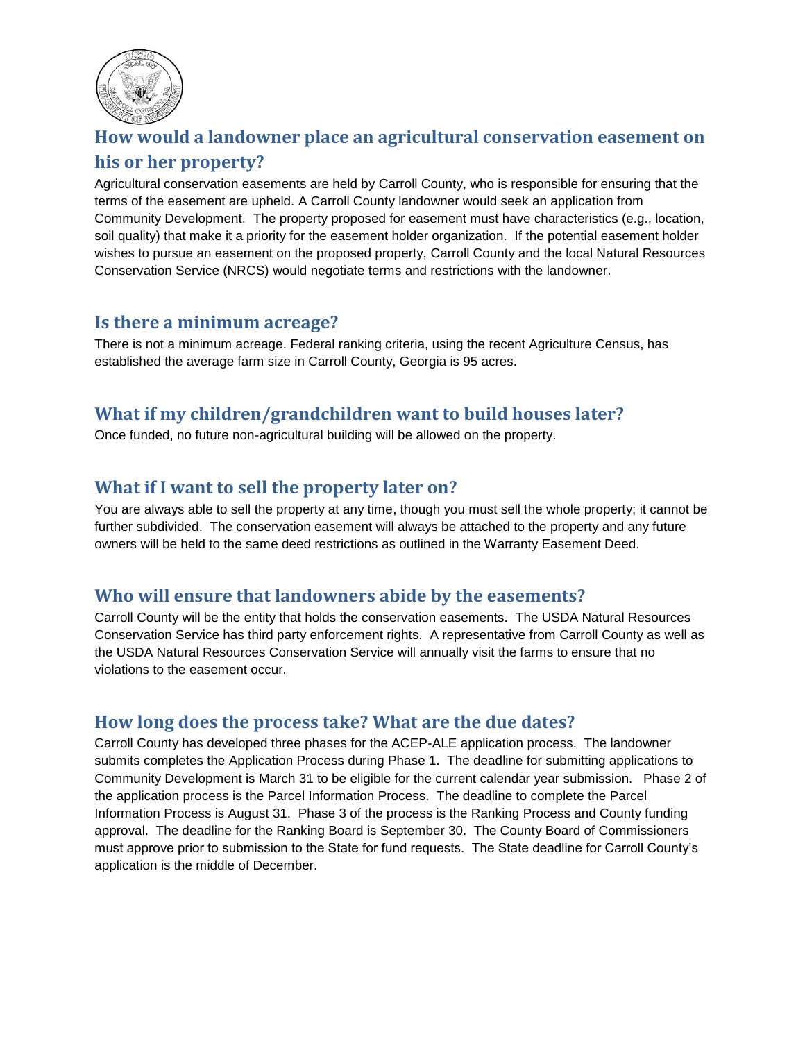## How would a landowner place an agricultural conservation easement on his or her property?

Agricultural conservation easements are held by Carroll County, who is responsible for ensuring that the terms of the easement are upheld. A Carroll County landowner would seek an application from Community Development. The property proposed for easement must have characteristics (e.g., location, soil quality) that make it a priority for the easement holder organization. If the potential easement holder wishes to pursue an easement on the proposed property, Carroll County and the local Natural Resources Conservation Service (NRCS) would negotiate terms and restrictions with the landowner.

## Is there a minimum acreage?

There is not a minimum acreage. Federal ranking criteria, using the recent Agriculture Census, has established the average farm size in Carroll County, Georgia is 95 acres.

## What if my children/grandchildren want to build houses later?

Once funded, no future non-agricultural building will be allowed on the property.

## What if I want to sell the property later on?

You are always able to sell the property at any time, though you must sell the whole property; it cannot be further subdivided. The conservation easement will always be attached to the property and any future owners will be held to the same deed restrictions as outlined in the Warranty Easement Deed.

## Who will ensure that landowners abide by the easements?

Carroll County will be the entity that holds the conservation easements. The USDA Natural Resources Conservation Service has third party enforcement rights. A representative from Carroll County as well as the USDA Natural Resources Conservation Service will annually visit the farms to ensure that no violations to the easement occur.

## How long does the process take? What are the due dates?

Carroll County has developed three phases for the ACEP-ALE application process. The landowner submits completes the Application Process during Phase 1. The deadline for submitting applications to Community Development is March 31 to be eligible for the current calendar year submission. Phase 2 of the application process is the Parcel Information Process. The deadline to complete the Parcel Information Process is August 31. Phase 3 of the process is the Ranking Process and County funding approval. The deadline for the Ranking Board is September 30. The County Board of Commissioners must approve prior to submission to the State for fund requests. The State deadline for Carroll County's application is the middle of December.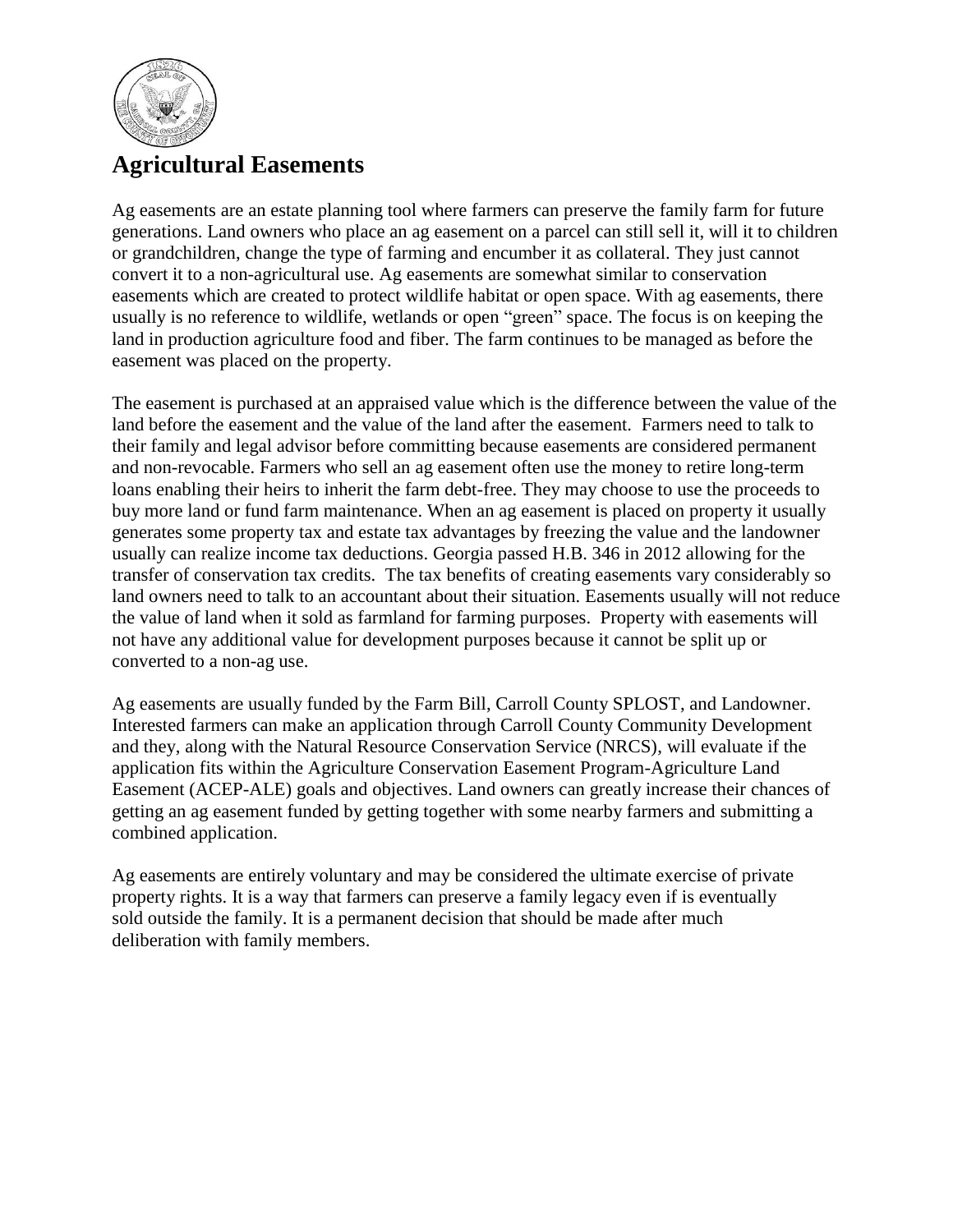# Agricultural Easements

Ag easements are an estate planning tool where farmers can preserve the family farm for future generations. Land owners who place an ag easement on a parcel can still sell it, will it to children or grandchildren, change the type of farming and encumber it as collateral. They just cannot convert it to a non-agricultural use. Ag easements are somewhat similar to conservation easements which are created to protect wildlife habitat or open space. With ag easements, there usually is no reference to wildlife, wetlands or open "green" space. The focus is on keeping the land in production agriculture food and fiber. The farm continues to be managed as before the easement was placed on the property.

The easement is purchased at an appraised value which is the difference between the value of the land before the easement and the value of the land after the easement. Farmers need to talk to their family and legal advisor before committing because easements are considered permanent and non-revocable. Farmers who sell an ag easement often use the money to retire long-term loans enabling their heirs to inherit the farm debt-free. They may choose to use the proceeds to buy more land or fund farm maintenance. When an ag easement is placed on property it usually generates some property tax and estate tax advantages by freezing the value and the landowner usually can realize income tax deductions. Georgia passed H.B. 346 in 2012 allowing for the transfer of conservation tax credits. The tax benefits of creating easements vary considerably so land owners need to talk to an accountant about their situation. Easements usually will not reduce the value of land when it sold as farmland for farming purposes. Property with easements will not have any additional value for development purposes because it cannot be split up or converted to a non-ag use.

Ag easements are usually funded by the Farm Bill, Carroll County SPLOST, and Landowner. Interested farmers can make an application through Carroll County Community Development and they, along with the Natural Resource Conservation Service (NRCS), will evaluate if the application fits within the Agriculture Conservation Easement Program-Agriculture Land Easement (ACEP-ALE) goals and objectives. Land owners can greatly increase their chances of getting an ag easement funded by getting together with some nearby farmers and submitting a combined application.

Ag easements are entirely voluntary and may be considered the ultimate exercise of private property rights. It is a way that farmers can preserve a family legacy even if is eventually sold outside the family. It is a permanent decision that should be made after much deliberation with family members.